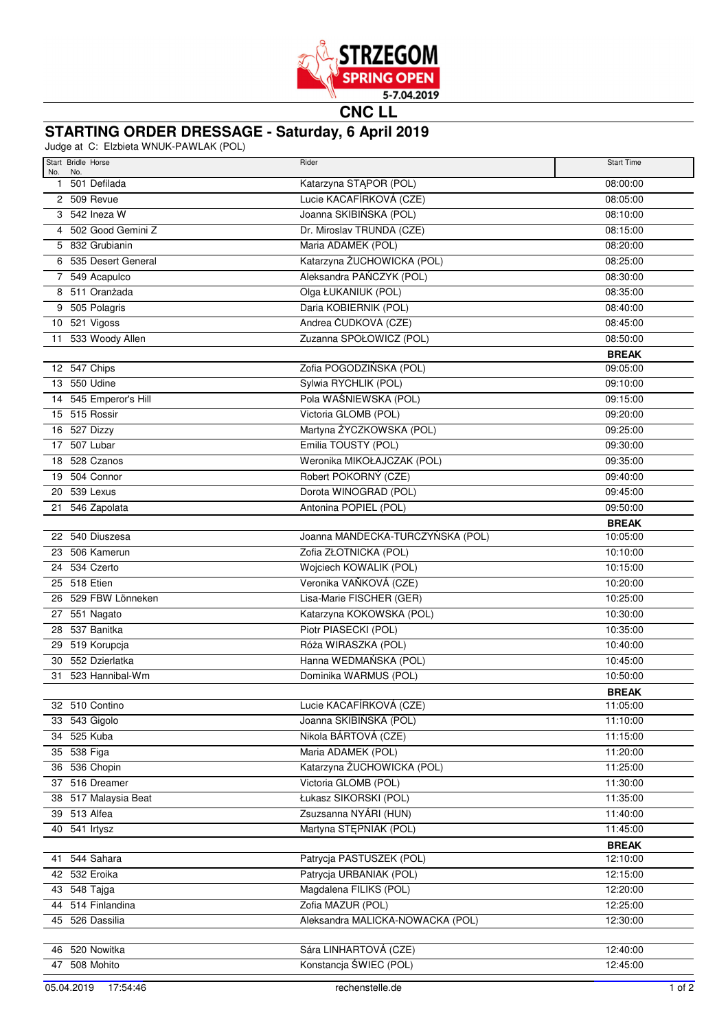STRZEGOM SPRING OPEN 5-7.04.2019

# CNC LL

## STARTING ORDER DRESSAGE - Saturday, 6 April 2019

Judge at C: Elzbieta WNUK-PAWLAK (POL)

| Start No. | Bridle No. | Horse | Rider | Start Time |
|---|---|---|---|---|
| 1 | 501 | Defilada | Katarzyna STĄPOR (POL) | 08:00:00 |
| 2 | 509 | Revue | Lucie KACAFÍRKOVÁ (CZE) | 08:05:00 |
| 3 | 542 | Ineza W | Joanna SKIBIŃSKA (POL) | 08:10:00 |
| 4 | 502 | Good Gemini Z | Dr. Miroslav TRUNDA (CZE) | 08:15:00 |
| 5 | 832 | Grubianin | Maria ADAMEK (POL) | 08:20:00 |
| 6 | 535 | Desert General | Katarzyna ŻUCHOWICKA (POL) | 08:25:00 |
| 7 | 549 | Acapulco | Aleksandra PAŃCZYK (POL) | 08:30:00 |
| 8 | 511 | Oranżada | Olga ŁUKANIUK (POL) | 08:35:00 |
| 9 | 505 | Polagris | Daria KOBIERNIK (POL) | 08:40:00 |
| 10 | 521 | Vigoss | Andrea ČUDKOVÁ (CZE) | 08:45:00 |
| 11 | 533 | Woody Allen | Zuzanna SPOŁOWICZ (POL) | 08:50:00 |
| | | | | **BREAK** |
| 12 | 547 | Chips | Zofia POGODZIŃSKA (POL) | 09:05:00 |
| 13 | 550 | Udine | Sylwia RYCHLIK (POL) | 09:10:00 |
| 14 | 545 | Emperor's Hill | Pola WAŚNIEWSKA (POL) | 09:15:00 |
| 15 | 515 | Rossir | Victoria GLOMB (POL) | 09:20:00 |
| 16 | 527 | Dizzy | Martyna ŻYCZKOWSKA (POL) | 09:25:00 |
| 17 | 507 | Lubar | Emilia TOUSTY (POL) | 09:30:00 |
| 18 | 528 | Czanos | Weronika MIKOŁAJCZAK (POL) | 09:35:00 |
| 19 | 504 | Connor | Robert POKORNÝ (CZE) | 09:40:00 |
| 20 | 539 | Lexus | Dorota WINOGRAD (POL) | 09:45:00 |
| 21 | 546 | Zapolata | Antonina POPIEL (POL) | 09:50:00 |
| | | | | **BREAK** |
| 22 | 540 | Diuszesa | Joanna MANDECKA-TURCZYŃSKA (POL) | 10:05:00 |
| 23 | 506 | Kamerun | Zofia ZŁOTNICKA (POL) | 10:10:00 |
| 24 | 534 | Czerto | Wojciech KOWALIK (POL) | 10:15:00 |
| 25 | 518 | Etien | Veronika VAŇKOVÁ (CZE) | 10:20:00 |
| 26 | 529 | FBW Lönneken | Lisa-Marie FISCHER (GER) | 10:25:00 |
| 27 | 551 | Nagato | Katarzyna KOKOWSKA (POL) | 10:30:00 |
| 28 | 537 | Banitka | Piotr PIASECKI (POL) | 10:35:00 |
| 29 | 519 | Korupcja | Róża WIRASZKA (POL) | 10:40:00 |
| 30 | 552 | Dzierlatka | Hanna WEDMAŃSKA (POL) | 10:45:00 |
| 31 | 523 | Hannibal-Wm | Dominika WARMUS (POL) | 10:50:00 |
| | | | | **BREAK** |
| 32 | 510 | Contino | Lucie KACAFÍRKOVÁ (CZE) | 11:05:00 |
| 33 | 543 | Gigolo | Joanna SKIBIŃSKA (POL) | 11:10:00 |
| 34 | 525 | Kuba | Nikola BÁRTOVÁ (CZE) | 11:15:00 |
| 35 | 538 | Figa | Maria ADAMEK (POL) | 11:20:00 |
| 36 | 536 | Chopin | Katarzyna ŻUCHOWICKA (POL) | 11:25:00 |
| 37 | 516 | Dreamer | Victoria GLOMB (POL) | 11:30:00 |
| 38 | 517 | Malaysia Beat | Łukasz SIKORSKI (POL) | 11:35:00 |
| 39 | 513 | Alfea | Zsuzsanna NYÁRI (HUN) | 11:40:00 |
| 40 | 541 | Irtysz | Martyna STĘPNIAK (POL) | 11:45:00 |
| | | | | **BREAK** |
| 41 | 544 | Sahara | Patrycja PASTUSZEK (POL) | 12:10:00 |
| 42 | 532 | Eroika | Patrycja URBANIAK (POL) | 12:15:00 |
| 43 | 548 | Tajga | Magdalena FILIKS (POL) | 12:20:00 |
| 44 | 514 | Finlandina | Zofia MAZUR (POL) | 12:25:00 |
| 45 | 526 | Dassilia | Aleksandra MALICKA-NOWACKA (POL) | 12:30:00 |
| | | | | |
| 46 | 520 | Nowitka | Sára LINHARTOVÁ (CZE) | 12:40:00 |
| 47 | 508 | Mohito | Konstancja ŚWIEC (POL) | 12:45:00 |

05.04.2019 17:54:46 rechenstelle.de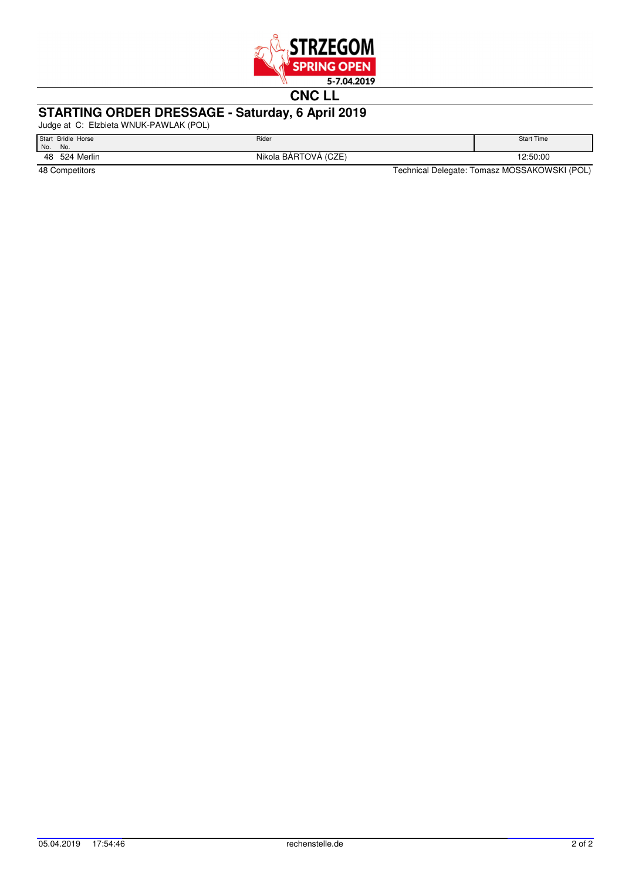STRZEGOM SPRING OPEN 5-7.04.2019

# CNC LL

## STARTING ORDER DRESSAGE - Saturday, 6 April 2019

Judge at C: Elzbieta WNUK-PAWLAK (POL)

| Start No. | Bridle No. | Horse | Rider | Start Time |
|---|---|---|---|---|
| 48 | 524 | Merlin | Nikola BÁRTOVÁ (CZE) | 12:50:00 |

48 Competitors

Technical Delegate: Tomasz MOSSAKOWSKI (POL)

05.04.2019 17:54:46

rechenstelle.de